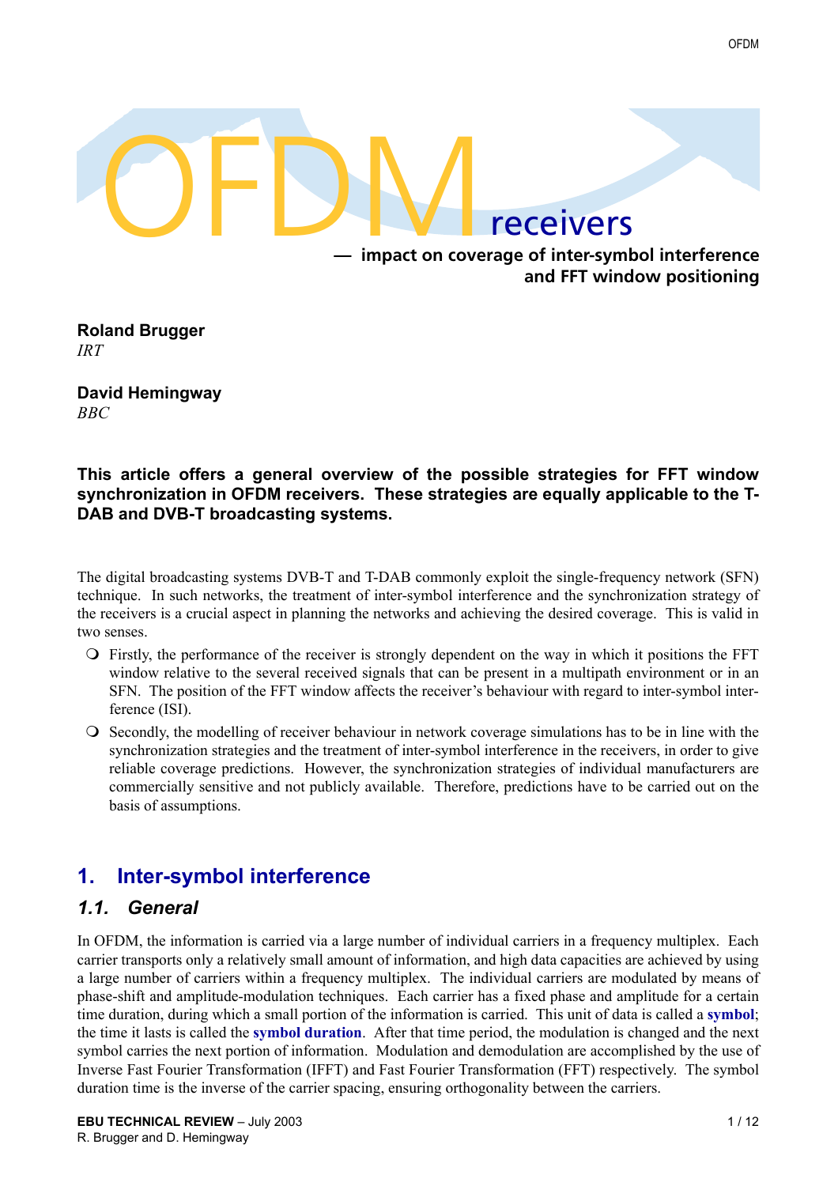# OFDM receivers

## — impact on coverage of inter-symbol interference and FFT window positioning

**Roland Brugger**
*IRT*

**David Hemingway**
*BBC*

**This article offers a general overview of the possible strategies for FFT window synchronization in OFDM receivers. These strategies are equally applicable to the T-DAB and DVB-T broadcasting systems.**

The digital broadcasting systems DVB-T and T-DAB commonly exploit the single-frequency network (SFN) technique. In such networks, the treatment of inter-symbol interference and the synchronization strategy of the receivers is a crucial aspect in planning the networks and achieving the desired coverage. This is valid in two senses.

- Firstly, the performance of the receiver is strongly dependent on the way in which it positions the FFT window relative to the several received signals that can be present in a multipath environment or in an SFN. The position of the FFT window affects the receiver's behaviour with regard to inter-symbol interference (ISI).
- Secondly, the modelling of receiver behaviour in network coverage simulations has to be in line with the synchronization strategies and the treatment of inter-symbol interference in the receivers, in order to give reliable coverage predictions. However, the synchronization strategies of individual manufacturers are commercially sensitive and not publicly available. Therefore, predictions have to be carried out on the basis of assumptions.

## 1. Inter-symbol interference

### 1.1. General

In OFDM, the information is carried via a large number of individual carriers in a frequency multiplex. Each carrier transports only a relatively small amount of information, and high data capacities are achieved by using a large number of carriers within a frequency multiplex. The individual carriers are modulated by means of phase-shift and amplitude-modulation techniques. Each carrier has a fixed phase and amplitude for a certain time duration, during which a small portion of the information is carried. This unit of data is called a **symbol**; the time it lasts is called the **symbol duration**. After that time period, the modulation is changed and the next symbol carries the next portion of information. Modulation and demodulation are accomplished by the use of Inverse Fast Fourier Transformation (IFFT) and Fast Fourier Transformation (FFT) respectively. The symbol duration time is the inverse of the carrier spacing, ensuring orthogonality between the carriers.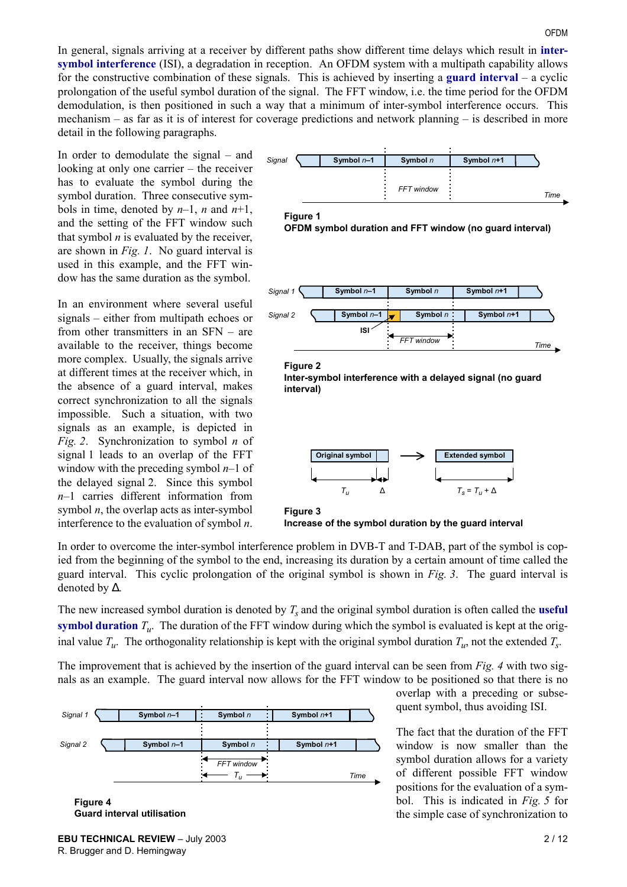In general, signals arriving at a receiver by different paths show different time delays which result in **inter-symbol interference** (ISI), a degradation in reception. An OFDM system with a multipath capability allows for the constructive combination of these signals. This is achieved by inserting a **guard interval** – a cyclic prolongation of the useful symbol duration of the signal. The FFT window, i.e. the time period for the OFDM demodulation, is then positioned in such a way that a minimum of inter-symbol interference occurs. This mechanism – as far as it is of interest for coverage predictions and network planning – is described in more detail in the following paragraphs.

In order to demodulate the signal – and looking at only one carrier – the receiver has to evaluate the symbol during the symbol duration. Three consecutive symbols in time, denoted by $n$–1, $n$ and $n$+1, and the setting of the FFT window such that symbol $n$ is evaluated by the receiver, are shown in *Fig. 1*. No guard interval is used in this example, and the FFT window has the same duration as the symbol.

**Figure 1**
**OFDM symbol duration and FFT window (no guard interval)**

In an environment where several useful signals – either from multipath echoes or from other transmitters in an SFN – are available to the receiver, things become more complex. Usually, the signals arrive at different times at the receiver which, in the absence of a guard interval, makes correct synchronization to all the signals impossible. Such a situation, with two signals as an example, is depicted in *Fig. 2*. Synchronization to symbol $n$ of signal 1 leads to an overlap of the FFT window with the preceding symbol $n$–1 of the delayed signal 2. Since this symbol $n$–1 carries different information from symbol $n$, the overlap acts as inter-symbol interference to the evaluation of symbol $n$.

**Figure 2**
**Inter-symbol interference with a delayed signal (no guard interval)**

**Figure 3**
**Increase of the symbol duration by the guard interval**

In order to overcome the inter-symbol interference problem in DVB-T and T-DAB, part of the symbol is copied from the beginning of the symbol to the end, increasing its duration by a certain amount of time called the guard interval. This cyclic prolongation of the original symbol is shown in *Fig. 3*. The guard interval is denoted by $\Delta$.

The new increased symbol duration is denoted by $T_s$ and the original symbol duration is often called the **useful symbol duration** $T_u$. The duration of the FFT window during which the symbol is evaluated is kept at the original value $T_u$. The orthogonality relationship is kept with the original symbol duration $T_u$, not the extended $T_s$.

The improvement that is achieved by the insertion of the guard interval can be seen from *Fig. 4* with two signals as an example. The guard interval now allows for the FFT window to be positioned so that there is no overlap with a preceding or subsequent symbol, thus avoiding ISI.

**Figure 4**
**Guard interval utilisation**

The fact that the duration of the FFT window is now smaller than the symbol duration allows for a variety of different possible FFT window positions for the evaluation of a symbol. This is indicated in *Fig. 5* for the simple case of synchronization to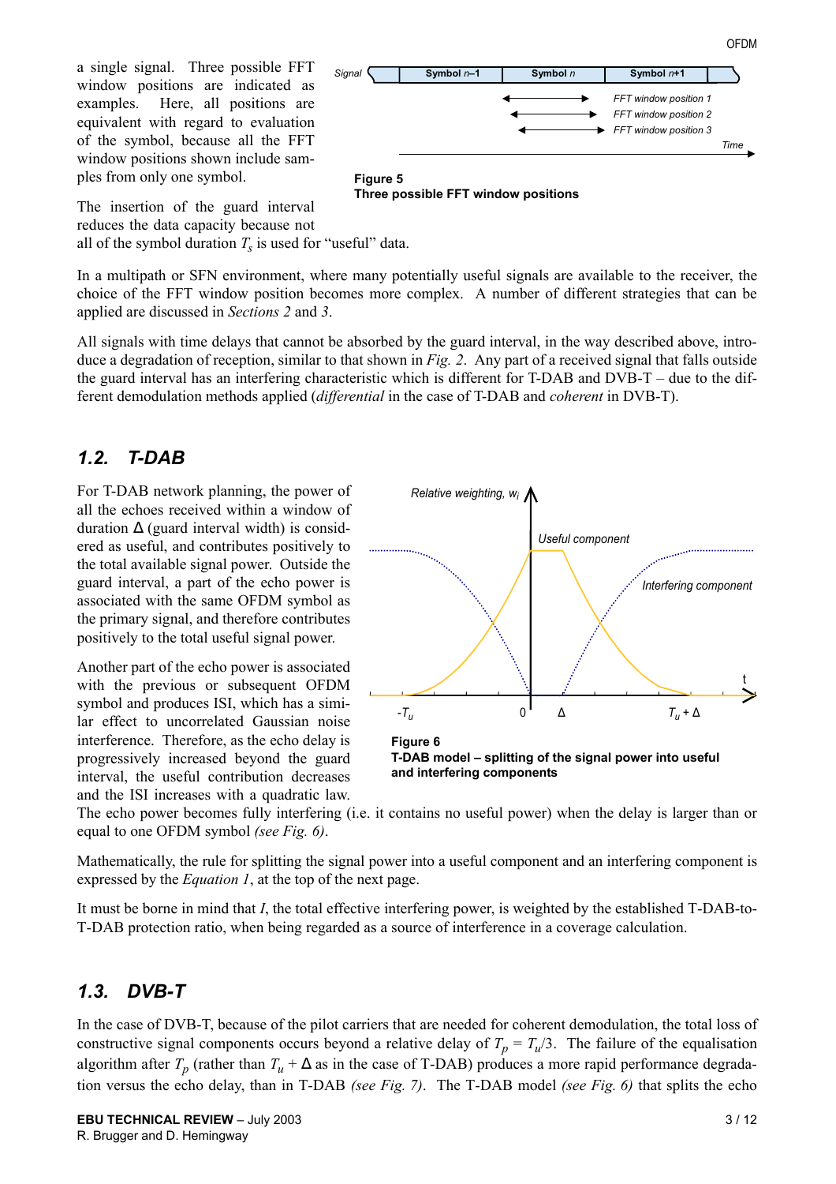a single signal. Three possible FFT window positions are indicated as examples. Here, all positions are equivalent with regard to evaluation of the symbol, because all the FFT window positions shown include samples from only one symbol.

**Figure 5**
**Three possible FFT window positions**

The insertion of the guard interval reduces the data capacity because not all of the symbol duration $T_s$ is used for "useful" data.

In a multipath or SFN environment, where many potentially useful signals are available to the receiver, the choice of the FFT window position becomes more complex. A number of different strategies that can be applied are discussed in *Sections 2* and *3*.

All signals with time delays that cannot be absorbed by the guard interval, in the way described above, introduce a degradation of reception, similar to that shown in *Fig. 2*. Any part of a received signal that falls outside the guard interval has an interfering characteristic which is different for T-DAB and DVB-T – due to the different demodulation methods applied (*differential* in the case of T-DAB and *coherent* in DVB-T).

## 1.2. T-DAB

For T-DAB network planning, the power of all the echoes received within a window of duration Δ (guard interval width) is considered as useful, and contributes positively to the total available signal power. Outside the guard interval, a part of the echo power is associated with the same OFDM symbol as the primary signal, and therefore contributes positively to the total useful signal power.

Another part of the echo power is associated with the previous or subsequent OFDM symbol and produces ISI, which has a similar effect to uncorrelated Gaussian noise interference. Therefore, as the echo delay is progressively increased beyond the guard interval, the useful contribution decreases and the ISI increases with a quadratic law. The echo power becomes fully interfering (i.e. it contains no useful power) when the delay is larger than or equal to one OFDM symbol *(see Fig. 6)*.

**Figure 6**
**T-DAB model – splitting of the signal power into useful and interfering components**

Mathematically, the rule for splitting the signal power into a useful component and an interfering component is expressed by the *Equation 1*, at the top of the next page.

It must be borne in mind that *I*, the total effective interfering power, is weighted by the established T-DAB-to-T-DAB protection ratio, when being regarded as a source of interference in a coverage calculation.

## 1.3. DVB-T

In the case of DVB-T, because of the pilot carriers that are needed for coherent demodulation, the total loss of constructive signal components occurs beyond a relative delay of $T_p = T_u/3$. The failure of the equalisation algorithm after $T_p$ (rather than $T_u + \Delta$ in the case of T-DAB) produces a more rapid performance degradation versus the echo delay, than in T-DAB *(see Fig. 7)*. The T-DAB model *(see Fig. 6)* that splits the echo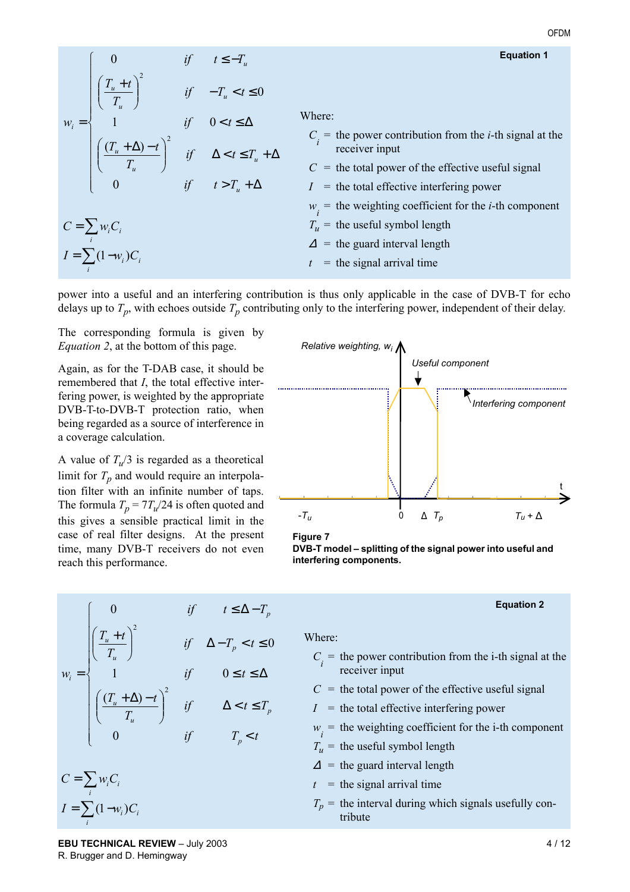**Equation 1**

$$
w_i = \begin{cases} 0 & \text{if} \quad t \le -T_u \\ \left(\dfrac{T_u + t}{T_u}\right)^2 & \text{if} \quad -T_u < t \le 0 \\ 1 & \text{if} \quad 0 < t \le \Delta \\ \left(\dfrac{(T_u + \Delta) - t}{T_u}\right)^2 & \text{if} \quad \Delta < t \le T_u + \Delta \\ 0 & \text{if} \quad t > T_u + \Delta \end{cases}
$$

$$
C = \sum_i w_i C_i
$$

$$
I = \sum_i (1 - w_i) C_i
$$

Where:

- $C_i$ = the power contribution from the *i*-th signal at the receiver input
- $C$ = the total power of the effective useful signal
- $I$ = the total effective interfering power
- $w_i$ = the weighting coefficient for the *i*-th component
- $T_u$ = the useful symbol length
- $\Delta$ = the guard interval length
- $t$ = the signal arrival time

power into a useful and an interfering contribution is thus only applicable in the case of DVB-T for echo delays up to $T_p$, with echoes outside $T_p$ contributing only to the interfering power, independent of their delay.

The corresponding formula is given by *Equation 2*, at the bottom of this page.

Again, as for the T-DAB case, it should be remembered that *I*, the total effective interfering power, is weighted by the appropriate DVB-T-to-DVB-T protection ratio, when being regarded as a source of interference in a coverage calculation.

A value of $T_u/3$ is regarded as a theoretical limit for $T_p$ and would require an interpolation filter with an infinite number of taps. The formula $T_p = 7T_u/24$ is often quoted and this gives a sensible practical limit in the case of real filter designs. At the present time, many DVB-T receivers do not even reach this performance.

**Figure 7**
**DVB-T model – splitting of the signal power into useful and interfering components.**

**Equation 2**

$$
w_i = \begin{cases} 0 & \text{if} \quad t \le \Delta - T_p \\ \left(\dfrac{T_u + t}{T_u}\right)^2 & \text{if} \quad \Delta - T_p < t \le 0 \\ 1 & \text{if} \quad 0 \le t \le \Delta \\ \left(\dfrac{(T_u + \Delta) - t}{T_u}\right)^2 & \text{if} \quad \Delta < t \le T_p \\ 0 & \text{if} \quad T_p < t \end{cases}
$$

$$
C = \sum_i w_i C_i
$$

$$
I = \sum_i (1 - w_i) C_i
$$

Where:

- $C_i$ = the power contribution from the i-th signal at the receiver input
- $C$ = the total power of the effective useful signal
- $I$ = the total effective interfering power
- $w_i$ = the weighting coefficient for the i-th component
- $T_u$ = the useful symbol length
- $\Delta$ = the guard interval length
- $t$ = the signal arrival time
- $T_p$ = the interval during which signals usefully contribute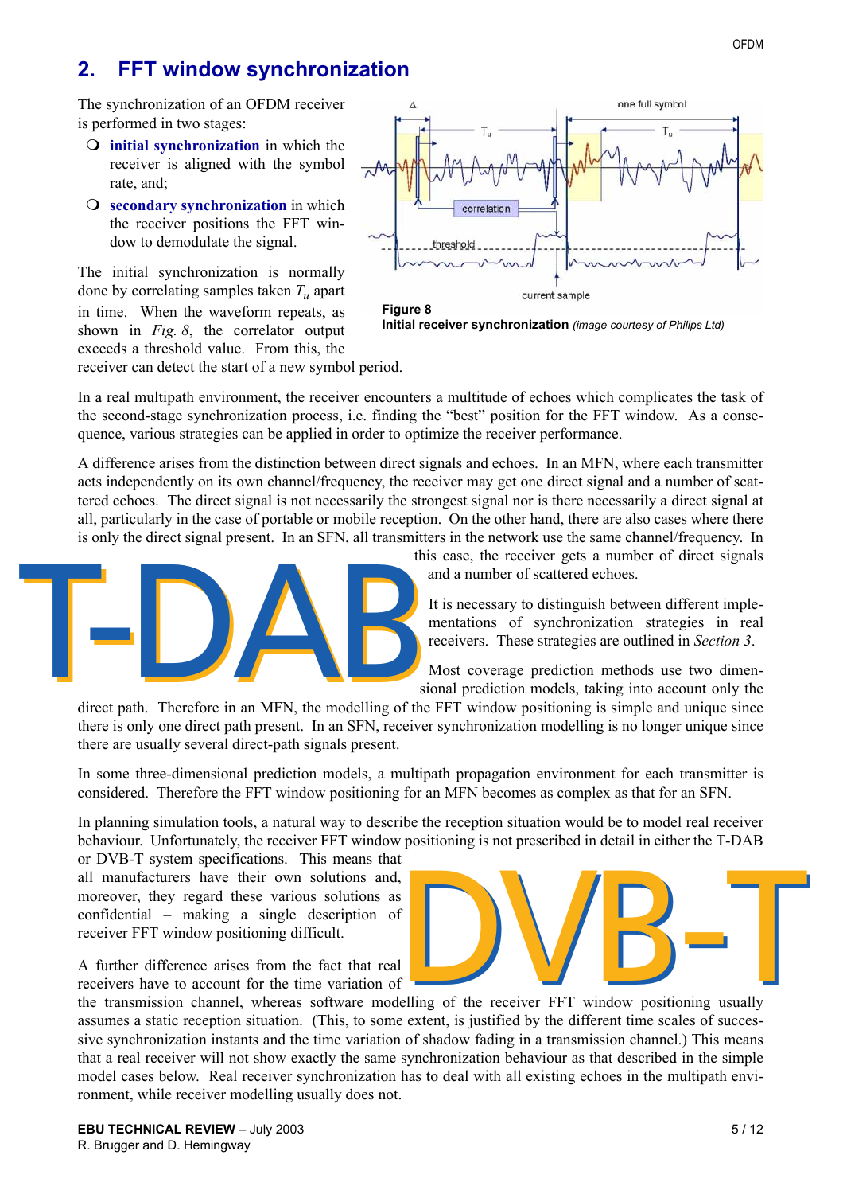## 2. FFT window synchronization

The synchronization of an OFDM receiver is performed in two stages:

- **initial synchronization** in which the receiver is aligned with the symbol rate, and;
- **secondary synchronization** in which the receiver positions the FFT window to demodulate the signal.

The initial synchronization is normally done by correlating samples taken $T_u$ apart in time. When the waveform repeats, as shown in *Fig. 8*, the correlator output exceeds a threshold value. From this, the receiver can detect the start of a new symbol period.

**Figure 8**
**Initial receiver synchronization** *(image courtesy of Philips Ltd)*

In a real multipath environment, the receiver encounters a multitude of echoes which complicates the task of the second-stage synchronization process, i.e. finding the "best" position for the FFT window. As a consequence, various strategies can be applied in order to optimize the receiver performance.

A difference arises from the distinction between direct signals and echoes. In an MFN, where each transmitter acts independently on its own channel/frequency, the receiver may get one direct signal and a number of scattered echoes. The direct signal is not necessarily the strongest signal nor is there necessarily a direct signal at all, particularly in the case of portable or mobile reception. On the other hand, there are also cases where there is only the direct signal present. In an SFN, all transmitters in the network use the same channel/frequency. In this case, the receiver gets a number of direct signals and a number of scattered echoes.

It is necessary to distinguish between different implementations of synchronization strategies in real receivers. These strategies are outlined in *Section 3*.

Most coverage prediction methods use two dimensional prediction models, taking into account only the direct path. Therefore in an MFN, the modelling of the FFT window positioning is simple and unique since there is only one direct path present. In an SFN, receiver synchronization modelling is no longer unique since there are usually several direct-path signals present.

In some three-dimensional prediction models, a multipath propagation environment for each transmitter is considered. Therefore the FFT window positioning for an MFN becomes as complex as that for an SFN.

In planning simulation tools, a natural way to describe the reception situation would be to model real receiver behaviour. Unfortunately, the receiver FFT window positioning is not prescribed in detail in either the T-DAB or DVB-T system specifications. This means that all manufacturers have their own solutions and, moreover, they regard these various solutions as confidential – making a single description of receiver FFT window positioning difficult.

A further difference arises from the fact that real receivers have to account for the time variation of the transmission channel, whereas software modelling of the receiver FFT window positioning usually assumes a static reception situation. (This, to some extent, is justified by the different time scales of successive synchronization instants and the time variation of shadow fading in a transmission channel.) This means that a real receiver will not show exactly the same synchronization behaviour as that described in the simple model cases below. Real receiver synchronization has to deal with all existing echoes in the multipath environment, while receiver modelling usually does not.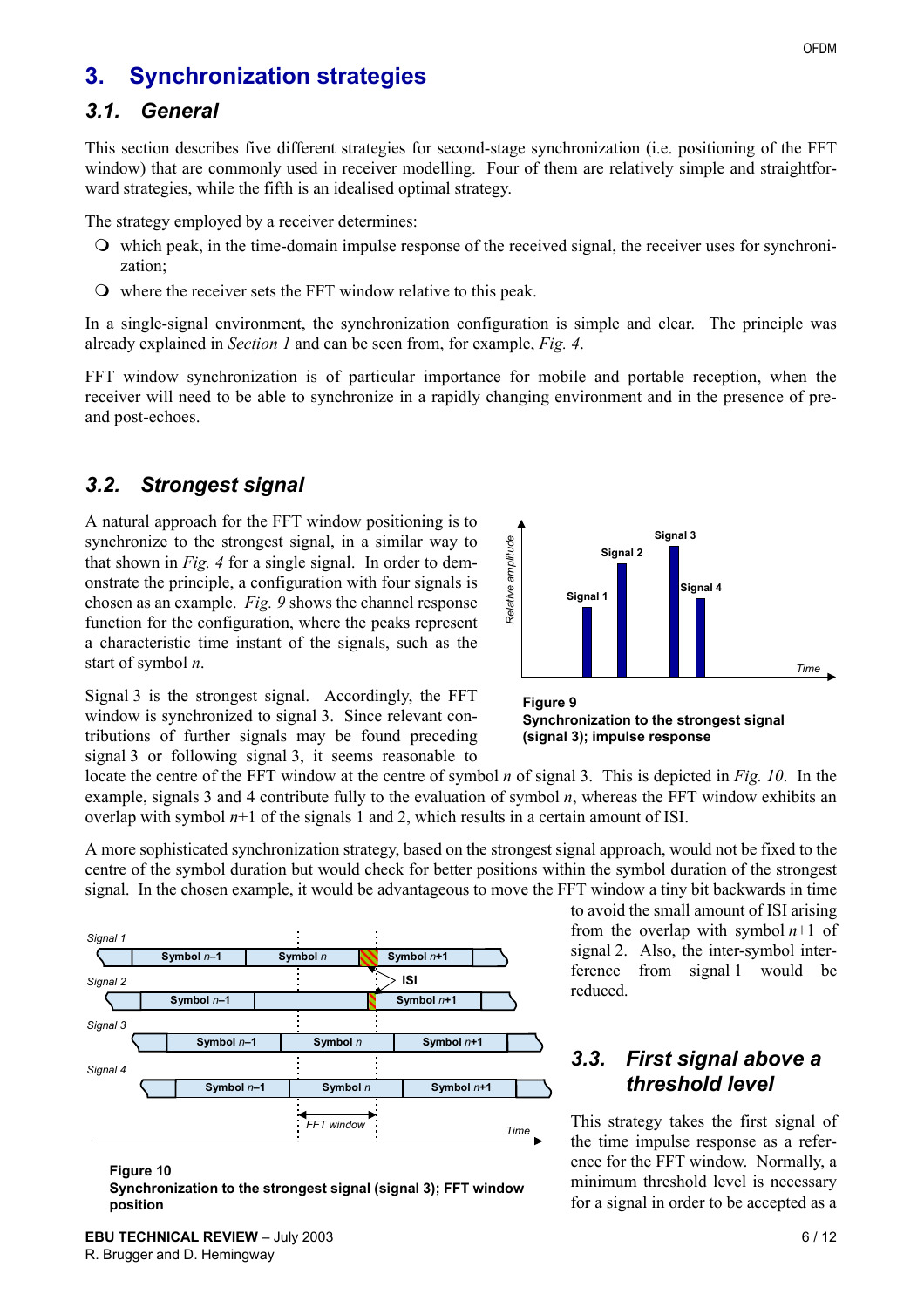# 3. Synchronization strategies

## 3.1. General

This section describes five different strategies for second-stage synchronization (i.e. positioning of the FFT window) that are commonly used in receiver modelling. Four of them are relatively simple and straightforward strategies, while the fifth is an idealised optimal strategy.

The strategy employed by a receiver determines:

- which peak, in the time-domain impulse response of the received signal, the receiver uses for synchronization;
- where the receiver sets the FFT window relative to this peak.

In a single-signal environment, the synchronization configuration is simple and clear. The principle was already explained in *Section 1* and can be seen from, for example, *Fig. 4*.

FFT window synchronization is of particular importance for mobile and portable reception, when the receiver will need to be able to synchronize in a rapidly changing environment and in the presence of pre- and post-echoes.

## 3.2. Strongest signal

A natural approach for the FFT window positioning is to synchronize to the strongest signal, in a similar way to that shown in *Fig. 4* for a single signal. In order to demonstrate the principle, a configuration with four signals is chosen as an example. *Fig. 9* shows the channel response function for the configuration, where the peaks represent a characteristic time instant of the signals, such as the start of symbol *n*.

**Figure 9**
**Synchronization to the strongest signal (signal 3); impulse response**

Signal 3 is the strongest signal. Accordingly, the FFT window is synchronized to signal 3. Since relevant contributions of further signals may be found preceding signal 3 or following signal 3, it seems reasonable to locate the centre of the FFT window at the centre of symbol *n* of signal 3. This is depicted in *Fig. 10*. In the example, signals 3 and 4 contribute fully to the evaluation of symbol *n*, whereas the FFT window exhibits an overlap with symbol *n*+1 of the signals 1 and 2, which results in a certain amount of ISI.

A more sophisticated synchronization strategy, based on the strongest signal approach, would not be fixed to the centre of the symbol duration but would check for better positions within the symbol duration of the strongest signal. In the chosen example, it would be advantageous to move the FFT window a tiny bit backwards in time to avoid the small amount of ISI arising from the overlap with symbol *n*+1 of signal 2. Also, the inter-symbol interference from signal 1 would be reduced.

**Figure 10**
**Synchronization to the strongest signal (signal 3); FFT window position**

## 3.3. First signal above a threshold level

This strategy takes the first signal of the time impulse response as a reference for the FFT window. Normally, a minimum threshold level is necessary for a signal in order to be accepted as a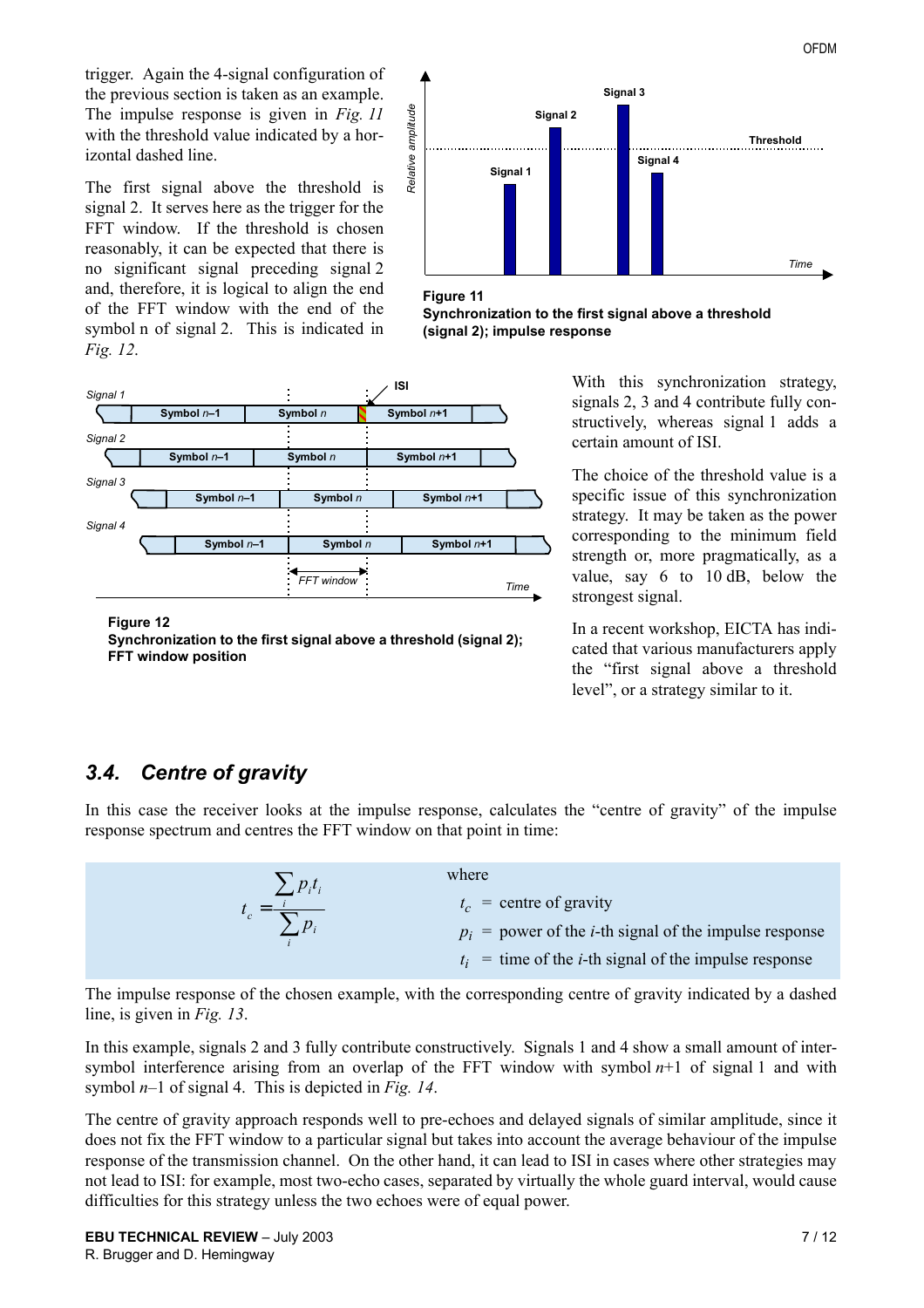trigger. Again the 4-signal configuration of the previous section is taken as an example. The impulse response is given in *Fig. 11* with the threshold value indicated by a horizontal dashed line.

The first signal above the threshold is signal 2. It serves here as the trigger for the FFT window. If the threshold is chosen reasonably, it can be expected that there is no significant signal preceding signal 2 and, therefore, it is logical to align the end of the FFT window with the end of the symbol n of signal 2. This is indicated in *Fig. 12*.

**Figure 11**
**Synchronization to the first signal above a threshold (signal 2); impulse response**

**Figure 12**
**Synchronization to the first signal above a threshold (signal 2); FFT window position**

With this synchronization strategy, signals 2, 3 and 4 contribute fully constructively, whereas signal 1 adds a certain amount of ISI.

The choice of the threshold value is a specific issue of this synchronization strategy. It may be taken as the power corresponding to the minimum field strength or, more pragmatically, as a value, say 6 to 10 dB, below the strongest signal.

In a recent workshop, EICTA has indicated that various manufacturers apply the "first signal above a threshold level", or a strategy similar to it.

## *3.4. Centre of gravity*

In this case the receiver looks at the impulse response, calculates the "centre of gravity" of the impulse response spectrum and centres the FFT window on that point in time:

$$t_c = \frac{\sum_i p_i t_i}{\sum_i p_i}$$

where

$t_c$ = centre of gravity

$p_i$ = power of the *i*-th signal of the impulse response

$t_i$ = time of the *i*-th signal of the impulse response

The impulse response of the chosen example, with the corresponding centre of gravity indicated by a dashed line, is given in *Fig. 13*.

In this example, signals 2 and 3 fully contribute constructively. Signals 1 and 4 show a small amount of inter-symbol interference arising from an overlap of the FFT window with symbol $n$+1 of signal 1 and with symbol $n$–1 of signal 4. This is depicted in *Fig. 14*.

The centre of gravity approach responds well to pre-echoes and delayed signals of similar amplitude, since it does not fix the FFT window to a particular signal but takes into account the average behaviour of the impulse response of the transmission channel. On the other hand, it can lead to ISI in cases where other strategies may not lead to ISI: for example, most two-echo cases, separated by virtually the whole guard interval, would cause difficulties for this strategy unless the two echoes were of equal power.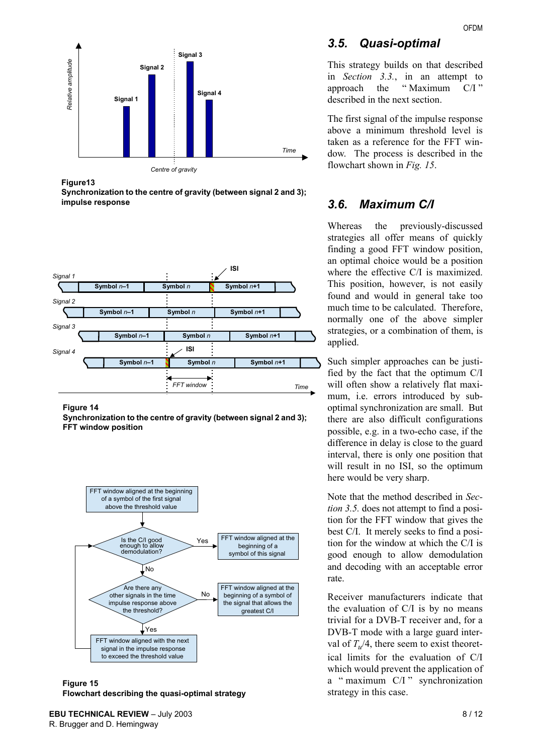**Figure13**
**Synchronization to the centre of gravity (between signal 2 and 3); impulse response**

**Figure 14**
**Synchronization to the centre of gravity (between signal 2 and 3); FFT window position**

**Figure 15**
**Flowchart describing the quasi-optimal strategy**

## 3.5. Quasi-optimal

This strategy builds on that described in *Section 3.3.*, in an attempt to approach the " Maximum C/I " described in the next section.

The first signal of the impulse response above a minimum threshold level is taken as a reference for the FFT window. The process is described in the flowchart shown in *Fig. 15*.

## 3.6. Maximum C/I

Whereas the previously-discussed strategies all offer means of quickly finding a good FFT window position, an optimal choice would be a position where the effective C/I is maximized. This position, however, is not easily found and would in general take too much time to be calculated. Therefore, normally one of the above simpler strategies, or a combination of them, is applied.

Such simpler approaches can be justified by the fact that the optimum C/I will often show a relatively flat maximum, i.e. errors introduced by sub-optimal synchronization are small. But there are also difficult configurations possible, e.g. in a two-echo case, if the difference in delay is close to the guard interval, there is only one position that will result in no ISI, so the optimum here would be very sharp.

Note that the method described in *Section 3.5.* does not attempt to find a position for the FFT window that gives the best C/I. It merely seeks to find a position for the window at which the C/I is good enough to allow demodulation and decoding with an acceptable error rate.

Receiver manufacturers indicate that the evaluation of C/I is by no means trivial for a DVB-T receiver and, for a DVB-T mode with a large guard interval of $T_u/4$, there seem to exist theoretical limits for the evaluation of C/I which would prevent the application of a " maximum C/I " synchronization strategy in this case.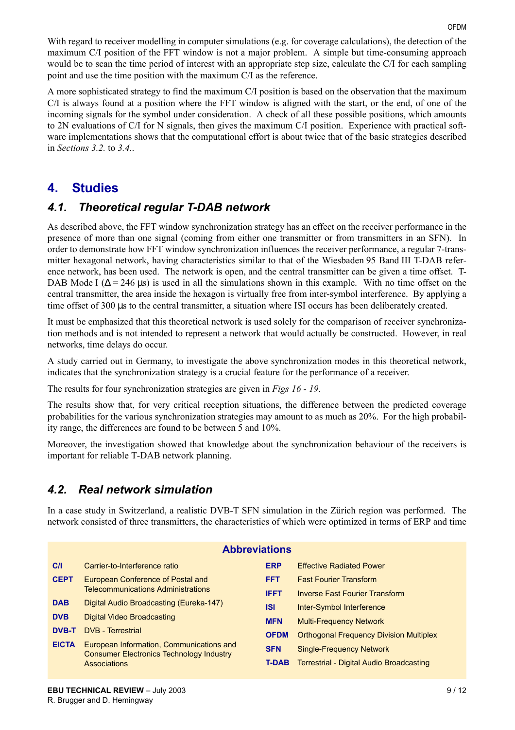With regard to receiver modelling in computer simulations (e.g. for coverage calculations), the detection of the maximum C/I position of the FFT window is not a major problem. A simple but time-consuming approach would be to scan the time period of interest with an appropriate step size, calculate the C/I for each sampling point and use the time position with the maximum C/I as the reference.

A more sophisticated strategy to find the maximum C/I position is based on the observation that the maximum C/I is always found at a position where the FFT window is aligned with the start, or the end, of one of the incoming signals for the symbol under consideration. A check of all these possible positions, which amounts to 2N evaluations of C/I for N signals, then gives the maximum C/I position. Experience with practical software implementations shows that the computational effort is about twice that of the basic strategies described in *Sections 3.2.* to *3.4.*.

# 4. Studies

## 4.1. Theoretical regular T-DAB network

As described above, the FFT window synchronization strategy has an effect on the receiver performance in the presence of more than one signal (coming from either one transmitter or from transmitters in an SFN). In order to demonstrate how FFT window synchronization influences the receiver performance, a regular 7-transmitter hexagonal network, having characteristics similar to that of the Wiesbaden 95 Band III T-DAB reference network, has been used. The network is open, and the central transmitter can be given a time offset. T-DAB Mode I ($\Delta = 246$ µs) is used in all the simulations shown in this example. With no time offset on the central transmitter, the area inside the hexagon is virtually free from inter-symbol interference. By applying a time offset of 300 µs to the central transmitter, a situation where ISI occurs has been deliberately created.

It must be emphasized that this theoretical network is used solely for the comparison of receiver synchronization methods and is not intended to represent a network that would actually be constructed. However, in real networks, time delays do occur.

A study carried out in Germany, to investigate the above synchronization modes in this theoretical network, indicates that the synchronization strategy is a crucial feature for the performance of a receiver.

The results for four synchronization strategies are given in *Figs 16 - 19*.

The results show that, for very critical reception situations, the difference between the predicted coverage probabilities for the various synchronization strategies may amount to as much as 20%. For the high probability range, the differences are found to be between 5 and 10%.

Moreover, the investigation showed that knowledge about the synchronization behaviour of the receivers is important for reliable T-DAB network planning.

## 4.2. Real network simulation

In a case study in Switzerland, a realistic DVB-T SFN simulation in the Zürich region was performed. The network consisted of three transmitters, the characteristics of which were optimized in terms of ERP and time

### Abbreviations

| | | | |
|---|---|---|---|
| **C/I** | Carrier-to-Interference ratio | **ERP** | Effective Radiated Power |
| **CEPT** | European Conference of Postal and Telecommunications Administrations | **FFT** | Fast Fourier Transform |
| **DAB** | Digital Audio Broadcasting (Eureka-147) | **IFFT** | Inverse Fast Fourier Transform |
| **DVB** | Digital Video Broadcasting | **ISI** | Inter-Symbol Interference |
| **DVB-T** | DVB - Terrestrial | **MFN** | Multi-Frequency Network |
| **EICTA** | European Information, Communications and Consumer Electronics Technology Industry Associations | **OFDM** | Orthogonal Frequency Division Multiplex |
| | | **SFN** | Single-Frequency Network |
| | | **T-DAB** | Terrestrial - Digital Audio Broadcasting |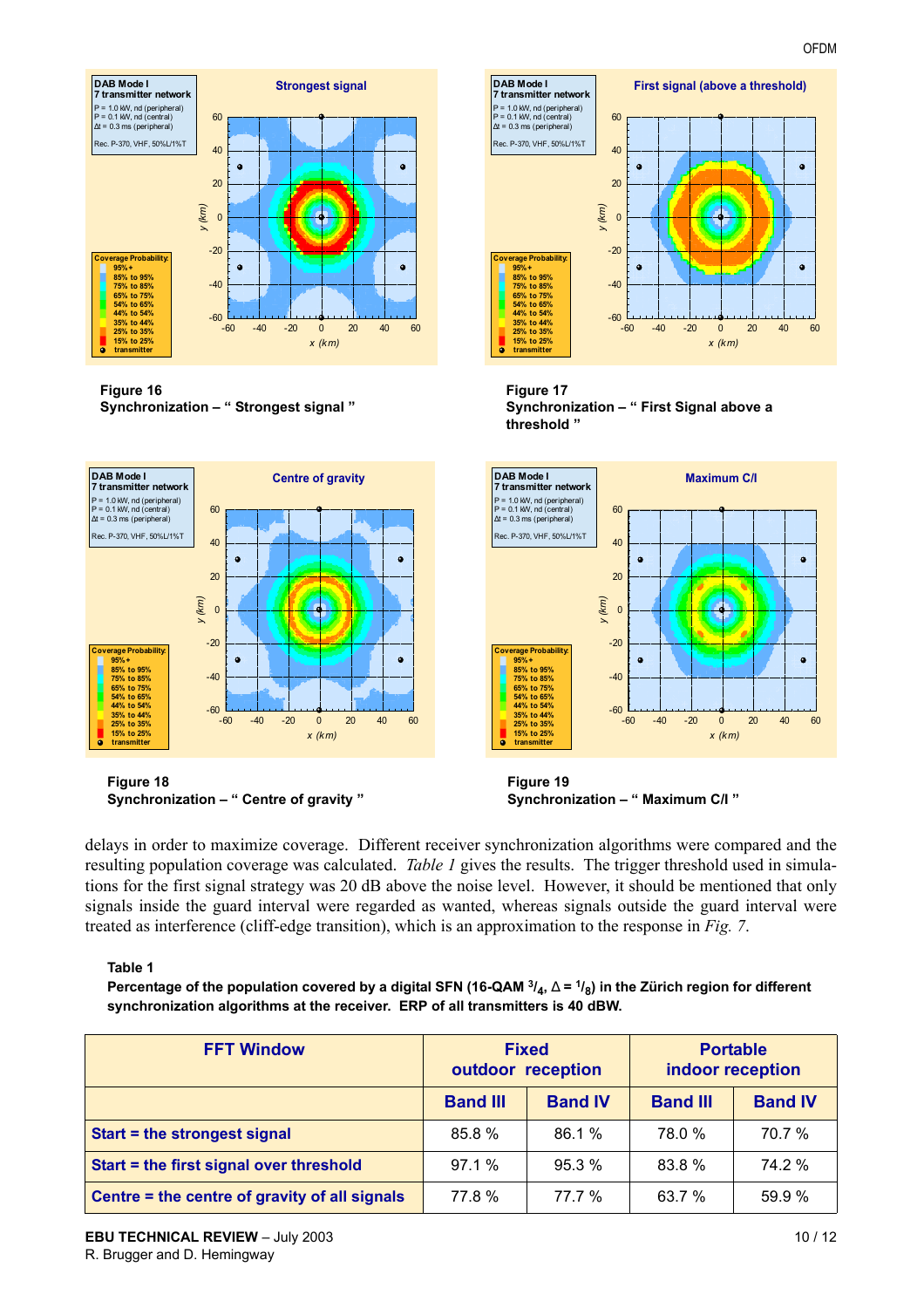**Figure 16**
**Synchronization – " Strongest signal "**

**Figure 17**
**Synchronization – " First Signal above a threshold "**

**Figure 18**
**Synchronization – " Centre of gravity "**

**Figure 19**
**Synchronization – " Maximum C/I "**

delays in order to maximize coverage. Different receiver synchronization algorithms were compared and the resulting population coverage was calculated. *Table 1* gives the results. The trigger threshold used in simulations for the first signal strategy was 20 dB above the noise level. However, it should be mentioned that only signals inside the guard interval were regarded as wanted, whereas signals outside the guard interval were treated as interference (cliff-edge transition), which is an approximation to the response in *Fig. 7*.

**Table 1**
**Percentage of the population covered by a digital SFN (16-QAM $^3/_4$, $\Delta = {}^1/_8$) in the Zürich region for different synchronization algorithms at the receiver. ERP of all transmitters is 40 dBW.**

| FFT Window | Fixed outdoor reception | | Portable indoor reception | |
|---|---|---|---|---|
| | Band III | Band IV | Band III | Band IV |
| Start = the strongest signal | 85.8 % | 86.1 % | 78.0 % | 70.7 % |
| Start = the first signal over threshold | 97.1 % | 95.3 % | 83.8 % | 74.2 % |
| Centre = the centre of gravity of all signals | 77.8 % | 77.7 % | 63.7 % | 59.9 % |

**EBU TECHNICAL REVIEW** – July 2003
R. Brugger and D. Hemingway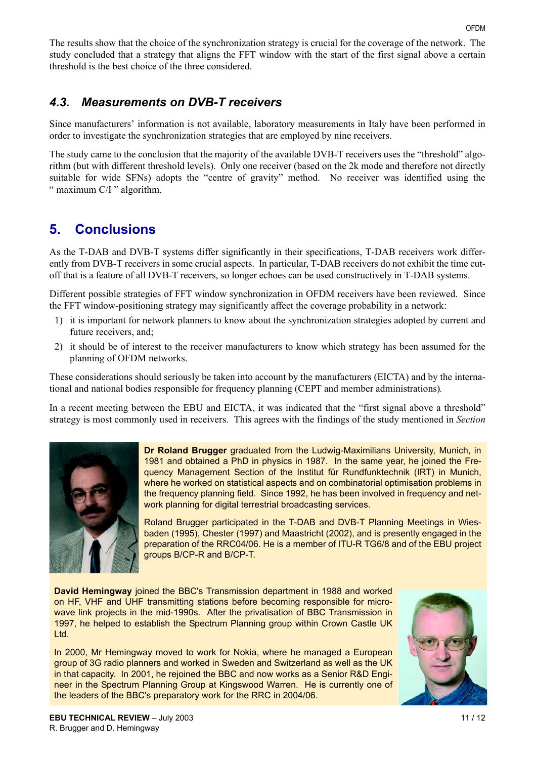The results show that the choice of the synchronization strategy is crucial for the coverage of the network. The study concluded that a strategy that aligns the FFT window with the start of the first signal above a certain threshold is the best choice of the three considered.

### *4.3. Measurements on DVB-T receivers*

Since manufacturers' information is not available, laboratory measurements in Italy have been performed in order to investigate the synchronization strategies that are employed by nine receivers.

The study came to the conclusion that the majority of the available DVB-T receivers uses the "threshold" algorithm (but with different threshold levels). Only one receiver (based on the 2k mode and therefore not directly suitable for wide SFNs) adopts the "centre of gravity" method. No receiver was identified using the " maximum C/I " algorithm.

## 5. Conclusions

As the T-DAB and DVB-T systems differ significantly in their specifications, T-DAB receivers work differently from DVB-T receivers in some crucial aspects. In particular, T-DAB receivers do not exhibit the time cut-off that is a feature of all DVB-T receivers, so longer echoes can be used constructively in T-DAB systems.

Different possible strategies of FFT window synchronization in OFDM receivers have been reviewed. Since the FFT window-positioning strategy may significantly affect the coverage probability in a network:

1) it is important for network planners to know about the synchronization strategies adopted by current and future receivers, and;
2) it should be of interest to the receiver manufacturers to know which strategy has been assumed for the planning of OFDM networks.

These considerations should seriously be taken into account by the manufacturers (EICTA) and by the international and national bodies responsible for frequency planning (CEPT and member administrations).

In a recent meeting between the EBU and EICTA, it was indicated that the "first signal above a threshold" strategy is most commonly used in receivers. This agrees with the findings of the study mentioned in *Section*

**Dr Roland Brugger** graduated from the Ludwig-Maximilians University, Munich, in 1981 and obtained a PhD in physics in 1987. In the same year, he joined the Frequency Management Section of the Institut für Rundfunktechnik (IRT) in Munich, where he worked on statistical aspects and on combinatorial optimisation problems in the frequency planning field. Since 1992, he has been involved in frequency and network planning for digital terrestrial broadcasting services.

Roland Brugger participated in the T-DAB and DVB-T Planning Meetings in Wiesbaden (1995), Chester (1997) and Maastricht (2002), and is presently engaged in the preparation of the RRC04/06. He is a member of ITU-R TG6/8 and of the EBU project groups B/CP-R and B/CP-T.

**David Hemingway** joined the BBC's Transmission department in 1988 and worked on HF, VHF and UHF transmitting stations before becoming responsible for microwave link projects in the mid-1990s. After the privatisation of BBC Transmission in 1997, he helped to establish the Spectrum Planning group within Crown Castle UK Ltd.

In 2000, Mr Hemingway moved to work for Nokia, where he managed a European group of 3G radio planners and worked in Sweden and Switzerland as well as the UK in that capacity. In 2001, he rejoined the BBC and now works as a Senior R&D Engineer in the Spectrum Planning Group at Kingswood Warren. He is currently one of the leaders of the BBC's preparatory work for the RRC in 2004/06.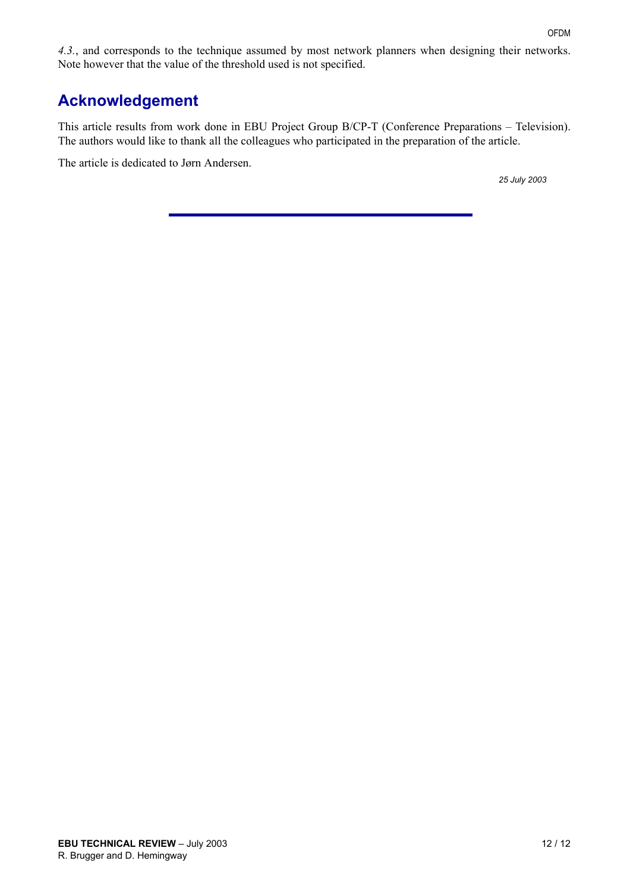*4.3.*, and corresponds to the technique assumed by most network planners when designing their networks. Note however that the value of the threshold used is not specified.

## Acknowledgement

This article results from work done in EBU Project Group B/CP-T (Conference Preparations – Television). The authors would like to thank all the colleagues who participated in the preparation of the article.

The article is dedicated to Jørn Andersen.

*25 July 2003*